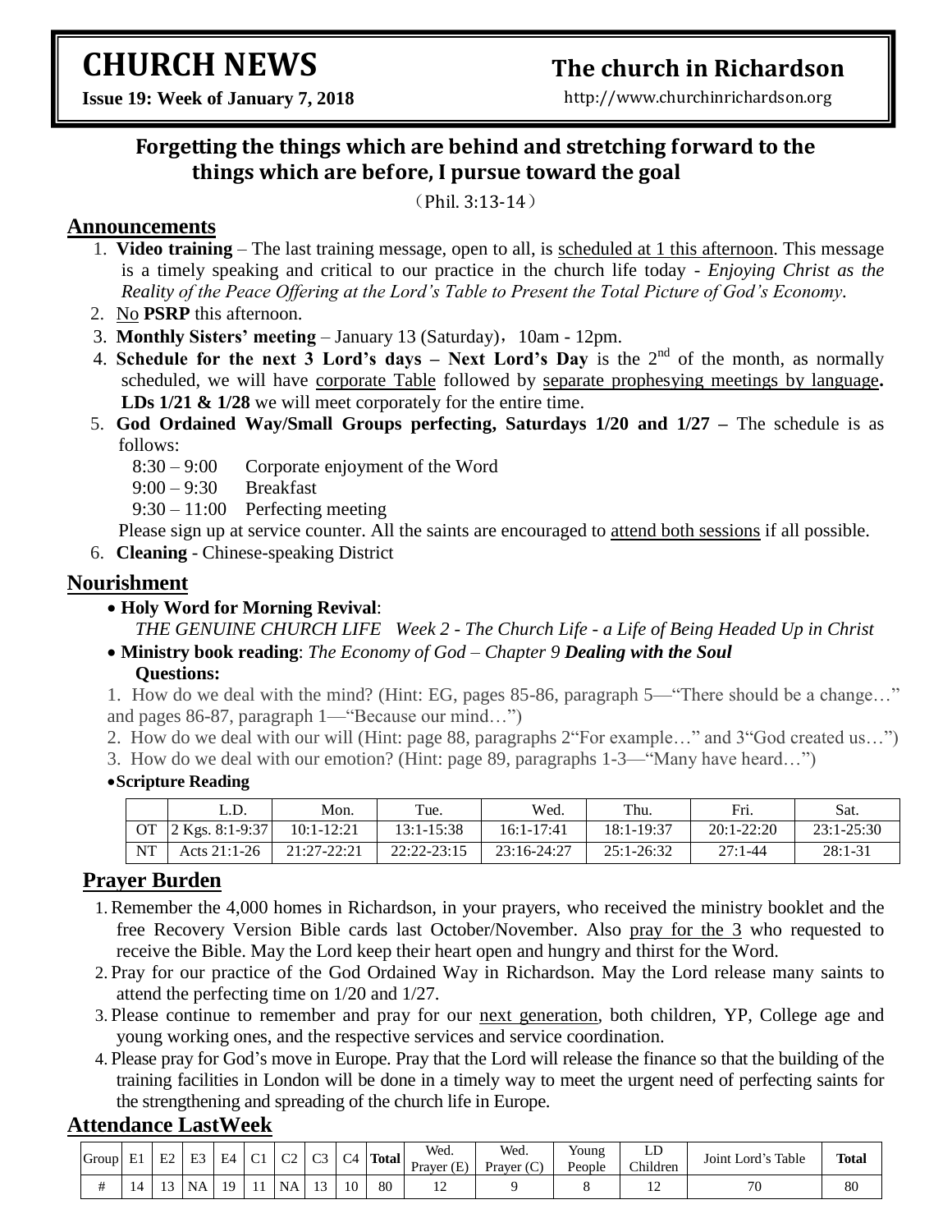# CHURCH NEWS

**Issue 19: Week of January 7, 2018**

## The church in Richardson

http://www.churchinrichardson.org

### Forgetting the things which are behind and stretching forward to the things which are before, I pursue toward the goal

（Phil. 3:13-14）

## Announcements

1. **Video training** – The last training message, open to all, is scheduled at 1 this afternoon. This message is a timely speaking and critical to our practice in the church life today - *Enjoying Christ as the Reality of the Peace Offering at the Lord's Table to Present the Total Picture of God's Economy*.
2. No **PSRP** this afternoon.
3. **Monthly Sisters' meeting** – January 13 (Saturday)，10am - 12pm.
4. **Schedule for the next 3 Lord's days – Next Lord's Day** is the 2nd of the month, as normally scheduled, we will have corporate Table followed by separate prophesying meetings by language**. LDs 1/21 & 1/28** we will meet corporately for the entire time.
5. **God Ordained Way/Small Groups perfecting, Saturdays 1/20 and 1/27 –** The schedule is as follows:

   8:30 – 9:00 Corporate enjoyment of the Word
   9:00 – 9:30 Breakfast
   9:30 – 11:00 Perfecting meeting

   Please sign up at service counter. All the saints are encouraged to attend both sessions if all possible.
6. **Cleaning** - Chinese-speaking District

## Nourishment

- **Holy Word for Morning Revival**:
  *THE GENUINE CHURCH LIFE Week 2 - The Church Life - a Life of Being Headed Up in Christ*
- **Ministry book reading**: *The Economy of God – Chapter 9* ***Dealing with the Soul***
  **Questions:**

1. How do we deal with the mind? (Hint: EG, pages 85-86, paragraph 5—"There should be a change…" and pages 86-87, paragraph 1—"Because our mind…")
2. How do we deal with our will (Hint: page 88, paragraphs 2"For example…" and 3"God created us…")
3. How do we deal with our emotion? (Hint: page 89, paragraphs 1-3—"Many have heard…")

- **Scripture Reading**

| | L.D. | Mon. | Tue. | Wed. | Thu. | Fri. | Sat. |
|---|---|---|---|---|---|---|---|
| OT | 2 Kgs. 8:1-9:37 | 10:1-12:21 | 13:1-15:38 | 16:1-17:41 | 18:1-19:37 | 20:1-22:20 | 23:1-25:30 |
| NT | Acts 21:1-26 | 21:27-22:21 | 22:22-23:15 | 23:16-24:27 | 25:1-26:32 | 27:1-44 | 28:1-31 |

## Prayer Burden

1. Remember the 4,000 homes in Richardson, in your prayers, who received the ministry booklet and the free Recovery Version Bible cards last October/November. Also pray for the 3 who requested to receive the Bible. May the Lord keep their heart open and hungry and thirst for the Word.
2. Pray for our practice of the God Ordained Way in Richardson. May the Lord release many saints to attend the perfecting time on 1/20 and 1/27.
3. Please continue to remember and pray for our next generation, both children, YP, College age and young working ones, and the respective services and service coordination.
4. Please pray for God's move in Europe. Pray that the Lord will release the finance so that the building of the training facilities in London will be done in a timely way to meet the urgent need of perfecting saints for the strengthening and spreading of the church life in Europe.

## Attendance LastWeek

| Group | E1 | E2 | E3 | E4 | C1 | C2 | C3 | C4 | Total | Wed. Prayer (E) | Wed. Prayer (C) | Young People | LD Children | Joint Lord's Table | Total |
|---|---|---|---|---|---|---|---|---|---|---|---|---|---|---|---|
| # | 14 | 13 | NA | 19 | 11 | NA | 13 | 10 | 80 | 12 | 9 | 8 | 12 | 70 | 80 |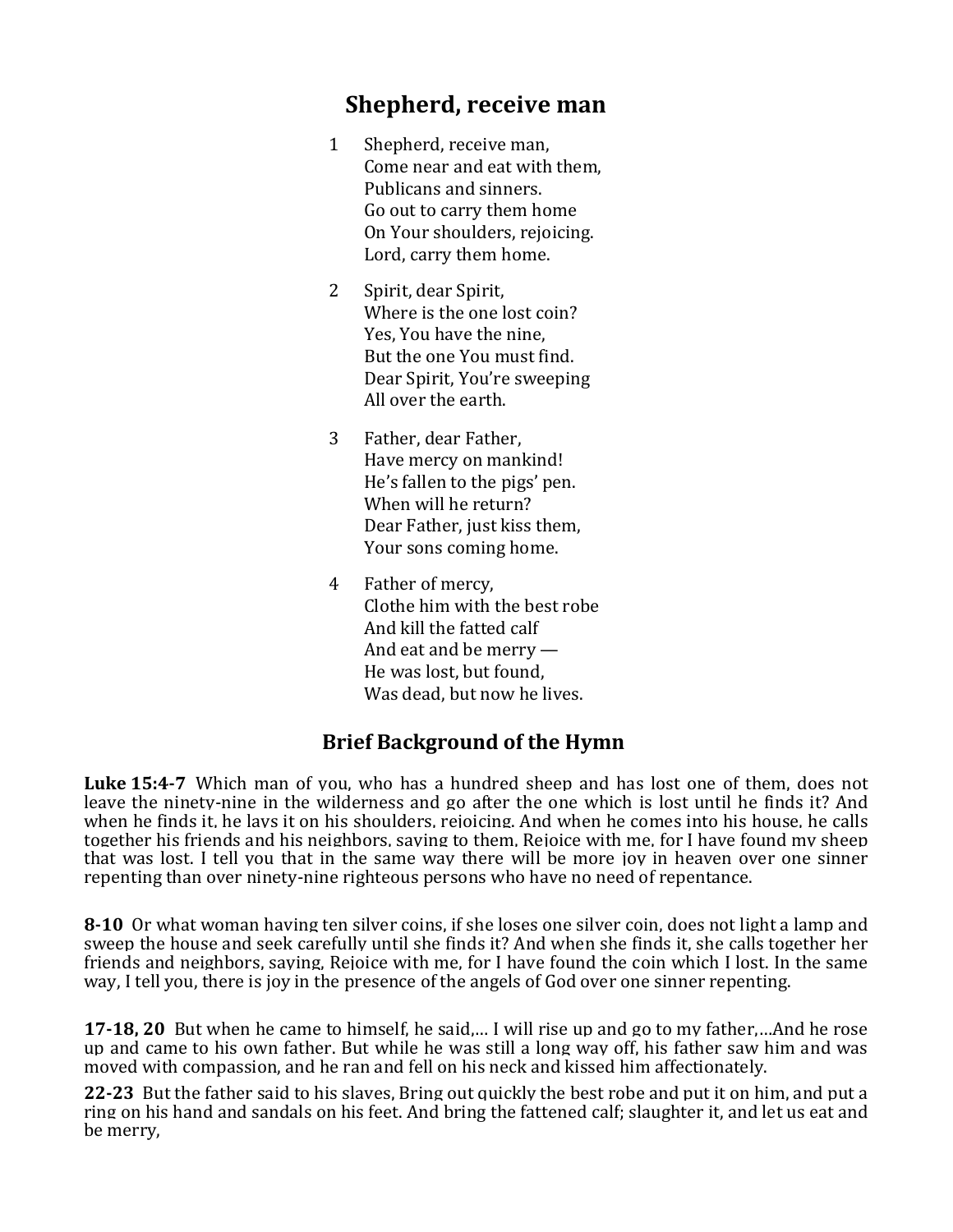# Shepherd, receive man

1 Shepherd, receive man,
Come near and eat with them,
Publicans and sinners.
Go out to carry them home
On Your shoulders, rejoicing.
Lord, carry them home.

2 Spirit, dear Spirit,
Where is the one lost coin?
Yes, You have the nine,
But the one You must find.
Dear Spirit, You're sweeping
All over the earth.

3 Father, dear Father,
Have mercy on mankind!
He's fallen to the pigs' pen.
When will he return?
Dear Father, just kiss them,
Your sons coming home.

4 Father of mercy,
Clothe him with the best robe
And kill the fatted calf
And eat and be merry —
He was lost, but found,
Was dead, but now he lives.

## Brief Background of the Hymn

**Luke 15:4-7** Which man of you, who has a hundred sheep and has lost one of them, does not leave the ninety-nine in the wilderness and go after the one which is lost until he finds it? And when he finds it, he lays it on his shoulders, rejoicing. And when he comes into his house, he calls together his friends and his neighbors, saying to them, Rejoice with me, for I have found my sheep that was lost. I tell you that in the same way there will be more joy in heaven over one sinner repenting than over ninety-nine righteous persons who have no need of repentance.

**8-10** Or what woman having ten silver coins, if she loses one silver coin, does not light a lamp and sweep the house and seek carefully until she finds it? And when she finds it, she calls together her friends and neighbors, saying, Rejoice with me, for I have found the coin which I lost. In the same way, I tell you, there is joy in the presence of the angels of God over one sinner repenting.

**17-18, 20** But when he came to himself, he said,… I will rise up and go to my father,…And he rose up and came to his own father. But while he was still a long way off, his father saw him and was moved with compassion, and he ran and fell on his neck and kissed him affectionately.

**22-23** But the father said to his slaves, Bring out quickly the best robe and put it on him, and put a ring on his hand and sandals on his feet. And bring the fattened calf; slaughter it, and let us eat and be merry,